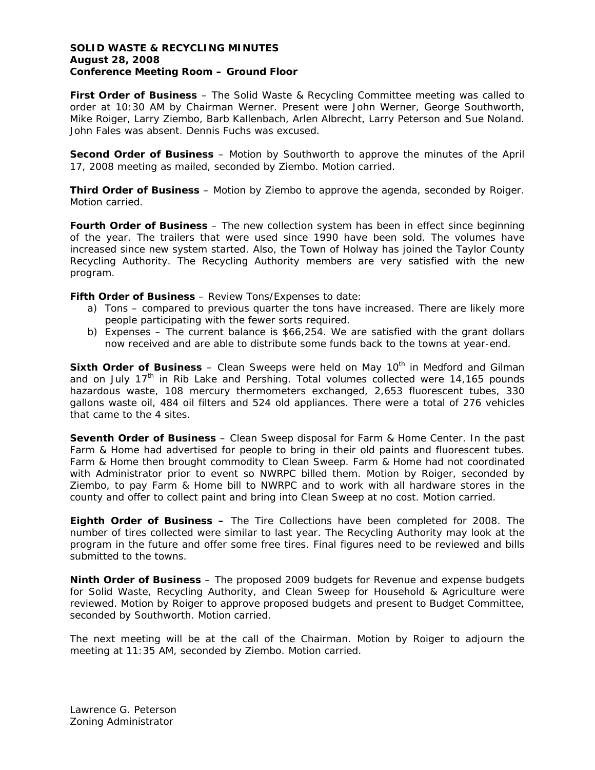**SOLID WASTE & RECYCLING MINUTES**
**August 28, 2008**
**Conference Meeting Room – Ground Floor**

**First Order of Business** – The Solid Waste & Recycling Committee meeting was called to order at 10:30 AM by Chairman Werner. Present were John Werner, George Southworth, Mike Roiger, Larry Ziembo, Barb Kallenbach, Arlen Albrecht, Larry Peterson and Sue Noland. John Fales was absent. Dennis Fuchs was excused.

**Second Order of Business** – Motion by Southworth to approve the minutes of the April 17, 2008 meeting as mailed, seconded by Ziembo. Motion carried.

**Third Order of Business** – Motion by Ziembo to approve the agenda, seconded by Roiger. Motion carried.

**Fourth Order of Business** – The new collection system has been in effect since beginning of the year. The trailers that were used since 1990 have been sold. The volumes have increased since new system started. Also, the Town of Holway has joined the Taylor County Recycling Authority. The Recycling Authority members are very satisfied with the new program.

**Fifth Order of Business** – Review Tons/Expenses to date:

a) Tons – compared to previous quarter the tons have increased. There are likely more people participating with the fewer sorts required.
b) Expenses – The current balance is $66,254. We are satisfied with the grant dollars now received and are able to distribute some funds back to the towns at year-end.

**Sixth Order of Business** – Clean Sweeps were held on May 10th in Medford and Gilman and on July 17th in Rib Lake and Pershing. Total volumes collected were 14,165 pounds hazardous waste, 108 mercury thermometers exchanged, 2,653 fluorescent tubes, 330 gallons waste oil, 484 oil filters and 524 old appliances. There were a total of 276 vehicles that came to the 4 sites.

**Seventh Order of Business** – Clean Sweep disposal for Farm & Home Center. In the past Farm & Home had advertised for people to bring in their old paints and fluorescent tubes. Farm & Home then brought commodity to Clean Sweep. Farm & Home had not coordinated with Administrator prior to event so NWRPC billed them. Motion by Roiger, seconded by Ziembo, to pay Farm & Home bill to NWRPC and to work with all hardware stores in the county and offer to collect paint and bring into Clean Sweep at no cost. Motion carried.

**Eighth Order of Business –** The Tire Collections have been completed for 2008. The number of tires collected were similar to last year. The Recycling Authority may look at the program in the future and offer some free tires. Final figures need to be reviewed and bills submitted to the towns.

**Ninth Order of Business** – The proposed 2009 budgets for Revenue and expense budgets for Solid Waste, Recycling Authority, and Clean Sweep for Household & Agriculture were reviewed. Motion by Roiger to approve proposed budgets and present to Budget Committee, seconded by Southworth. Motion carried.

The next meeting will be at the call of the Chairman. Motion by Roiger to adjourn the meeting at 11:35 AM, seconded by Ziembo. Motion carried.

Lawrence G. Peterson
Zoning Administrator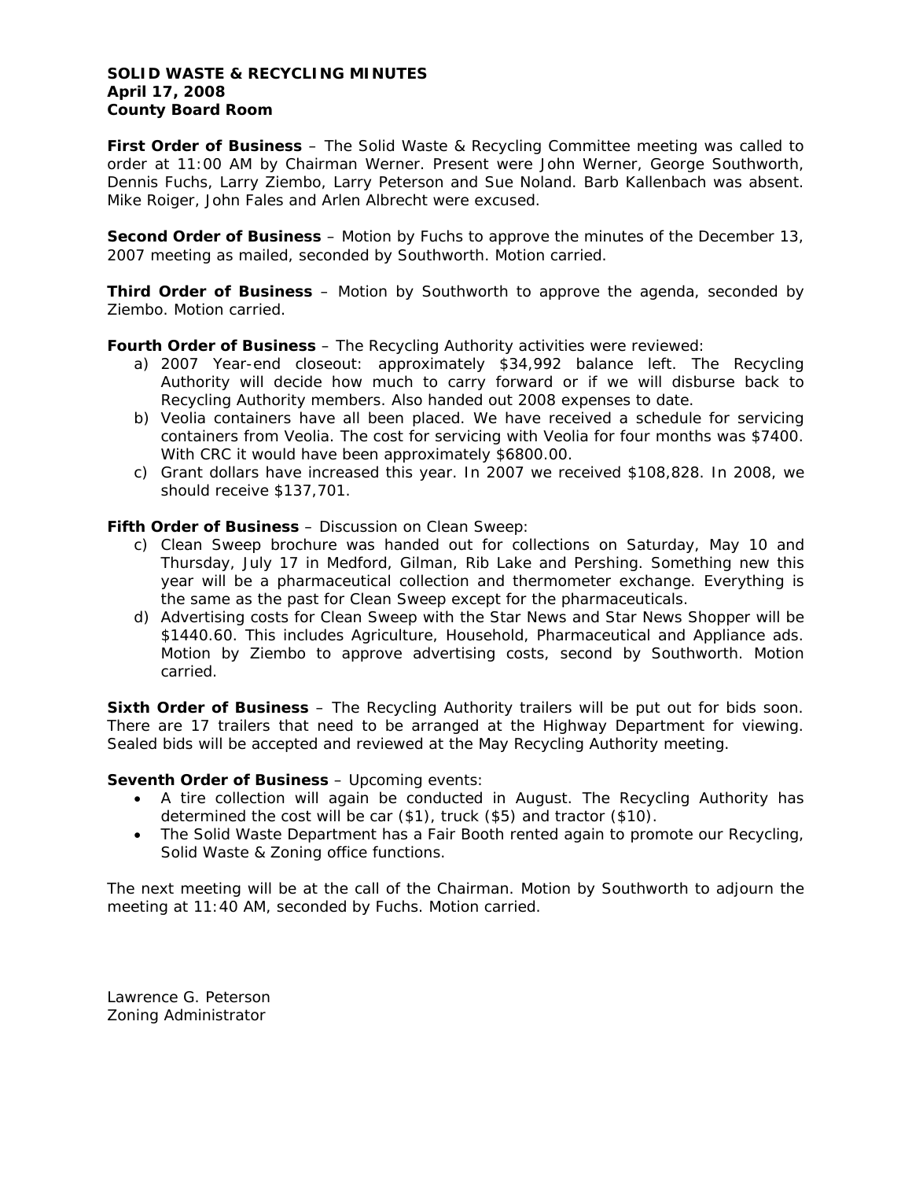**SOLID WASTE & RECYCLING MINUTES**
**April 17, 2008**
**County Board Room**

**First Order of Business** – The Solid Waste & Recycling Committee meeting was called to order at 11:00 AM by Chairman Werner. Present were John Werner, George Southworth, Dennis Fuchs, Larry Ziembo, Larry Peterson and Sue Noland. Barb Kallenbach was absent. Mike Roiger, John Fales and Arlen Albrecht were excused.

**Second Order of Business** – Motion by Fuchs to approve the minutes of the December 13, 2007 meeting as mailed, seconded by Southworth. Motion carried.

**Third Order of Business** – Motion by Southworth to approve the agenda, seconded by Ziembo. Motion carried.

**Fourth Order of Business** – The Recycling Authority activities were reviewed:

a) 2007 Year-end closeout: approximately $34,992 balance left. The Recycling Authority will decide how much to carry forward or if we will disburse back to Recycling Authority members. Also handed out 2008 expenses to date.
b) Veolia containers have all been placed. We have received a schedule for servicing containers from Veolia. The cost for servicing with Veolia for four months was $7400. With CRC it would have been approximately $6800.00.
c) Grant dollars have increased this year. In 2007 we received $108,828. In 2008, we should receive $137,701.

**Fifth Order of Business** – Discussion on Clean Sweep:

c) Clean Sweep brochure was handed out for collections on Saturday, May 10 and Thursday, July 17 in Medford, Gilman, Rib Lake and Pershing. Something new this year will be a pharmaceutical collection and thermometer exchange. Everything is the same as the past for Clean Sweep except for the pharmaceuticals.
d) Advertising costs for Clean Sweep with the Star News and Star News Shopper will be $1440.60. This includes Agriculture, Household, Pharmaceutical and Appliance ads. Motion by Ziembo to approve advertising costs, second by Southworth. Motion carried.

**Sixth Order of Business** – The Recycling Authority trailers will be put out for bids soon. There are 17 trailers that need to be arranged at the Highway Department for viewing. Sealed bids will be accepted and reviewed at the May Recycling Authority meeting.

**Seventh Order of Business** – Upcoming events:

- A tire collection will again be conducted in August. The Recycling Authority has determined the cost will be car ($1), truck ($5) and tractor ($10).
- The Solid Waste Department has a Fair Booth rented again to promote our Recycling, Solid Waste & Zoning office functions.

The next meeting will be at the call of the Chairman. Motion by Southworth to adjourn the meeting at 11:40 AM, seconded by Fuchs. Motion carried.

Lawrence G. Peterson
Zoning Administrator